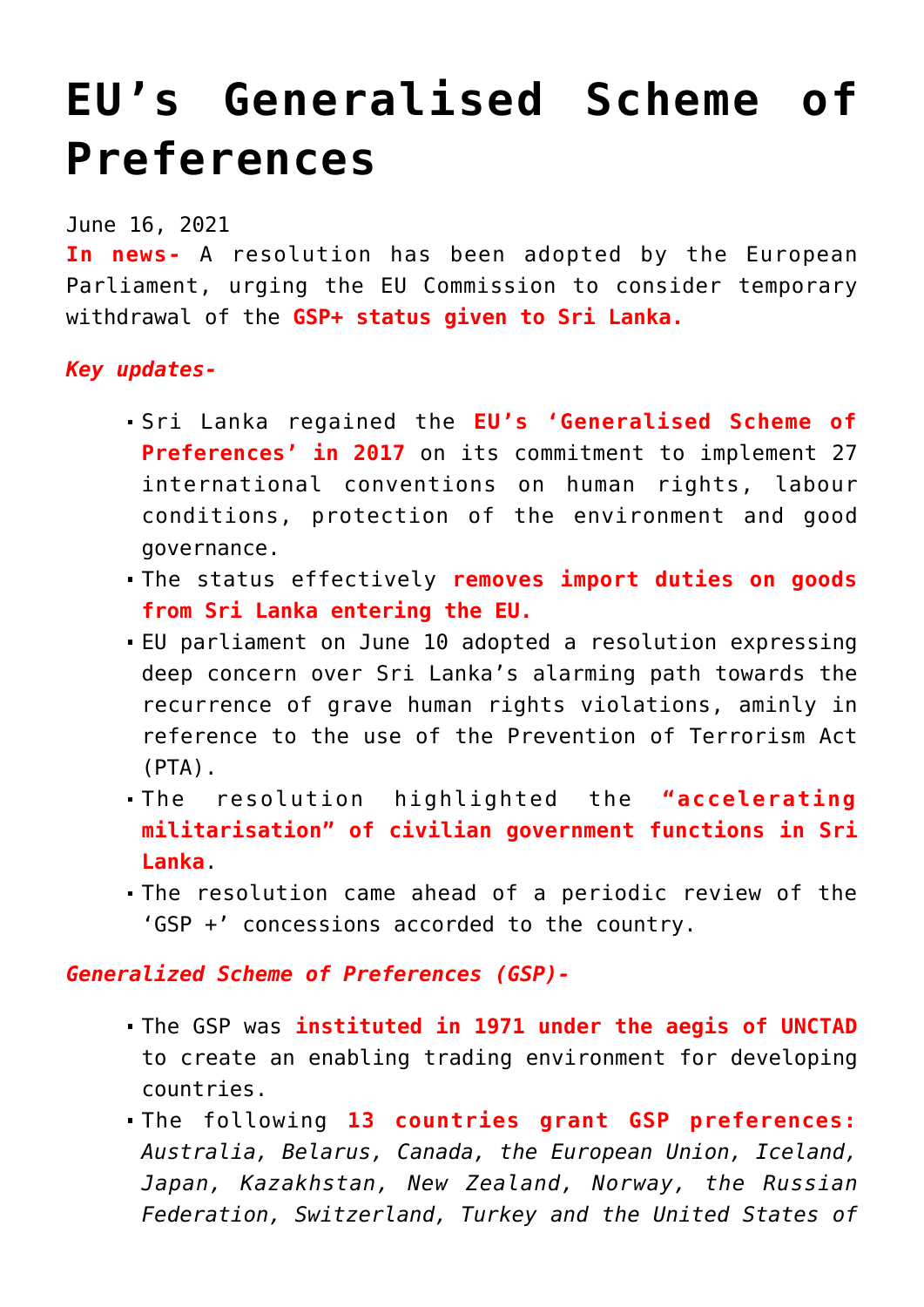# EU's Generalised Scheme of Preferences

June 16, 2021

**In news-** A resolution has been adopted by the European Parliament, urging the EU Commission to consider temporary withdrawal of the **GSP+ status given to Sri Lanka.**

***Key updates-***

- Sri Lanka regained the **EU's 'Generalised Scheme of Preferences' in 2017** on its commitment to implement 27 international conventions on human rights, labour conditions, protection of the environment and good governance.
- The status effectively **removes import duties on goods from Sri Lanka entering the EU.**
- EU parliament on June 10 adopted a resolution expressing deep concern over Sri Lanka's alarming path towards the recurrence of grave human rights violations, aminly in reference to the use of the Prevention of Terrorism Act (PTA).
- The resolution highlighted the **"accelerating militarisation" of civilian government functions in Sri Lanka**.
- The resolution came ahead of a periodic review of the 'GSP +' concessions accorded to the country.

***Generalized Scheme of Preferences (GSP)-***

- The GSP was **instituted in 1971 under the aegis of UNCTAD** to create an enabling trading environment for developing countries.
- The following **13 countries grant GSP preferences:** *Australia, Belarus, Canada, the European Union, Iceland, Japan, Kazakhstan, New Zealand, Norway, the Russian Federation, Switzerland, Turkey and the United States of*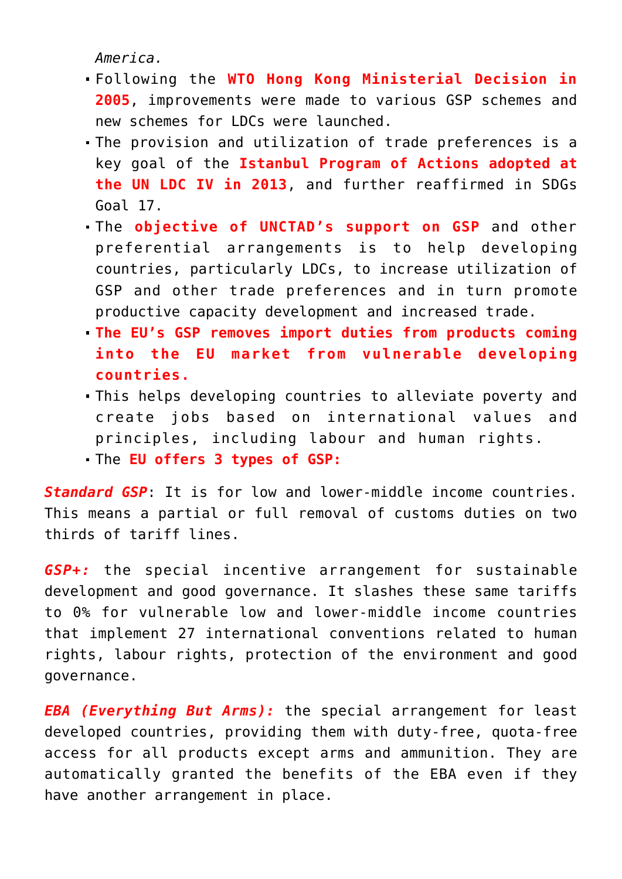*America.*

- Following the **WTO Hong Kong Ministerial Decision in 2005**, improvements were made to various GSP schemes and new schemes for LDCs were launched.
- The provision and utilization of trade preferences is a key goal of the **Istanbul Program of Actions adopted at the UN LDC IV in 2013**, and further reaffirmed in SDGs Goal 17.
- The **objective of UNCTAD's support on GSP** and other preferential arrangements is to help developing countries, particularly LDCs, to increase utilization of GSP and other trade preferences and in turn promote productive capacity development and increased trade.
- **The EU's GSP removes import duties from products coming into the EU market from vulnerable developing countries.**
- This helps developing countries to alleviate poverty and create jobs based on international values and principles, including labour and human rights.
- The **EU offers 3 types of GSP:**

***Standard GSP***: It is for low and lower-middle income countries. This means a partial or full removal of customs duties on two thirds of tariff lines.

***GSP+:*** the special incentive arrangement for sustainable development and good governance. It slashes these same tariffs to 0% for vulnerable low and lower-middle income countries that implement 27 international conventions related to human rights, labour rights, protection of the environment and good governance.

***EBA (Everything But Arms):*** the special arrangement for least developed countries, providing them with duty-free, quota-free access for all products except arms and ammunition. They are automatically granted the benefits of the EBA even if they have another arrangement in place.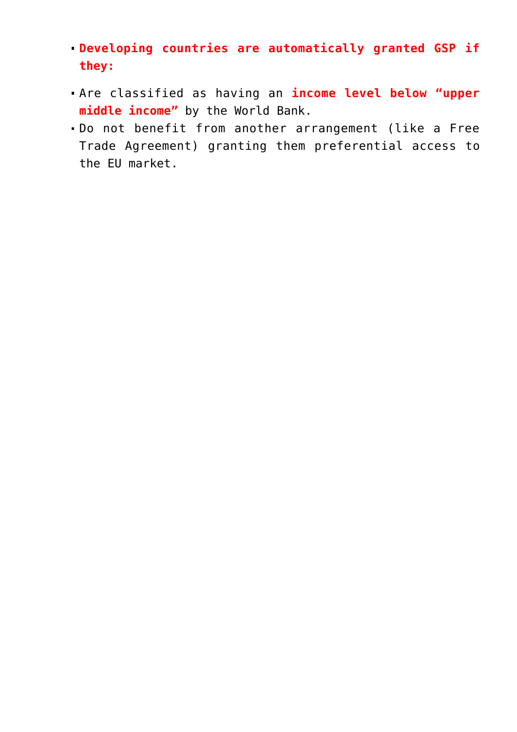- **Developing countries are automatically granted GSP if they:**
- Are classified as having an **income level below "upper middle income"** by the World Bank.
- Do not benefit from another arrangement (like a Free Trade Agreement) granting them preferential access to the EU market.